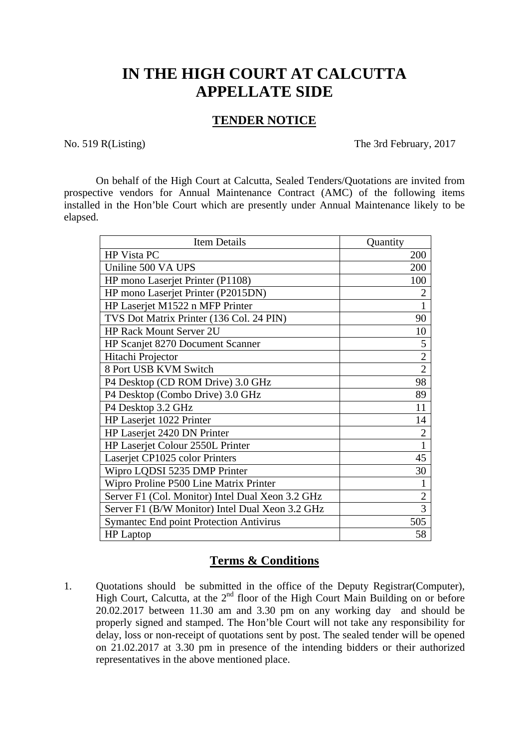# IN THE HIGH COURT AT CALCUTTA
# APPELLATE SIDE

## TENDER NOTICE

No. 519 R(Listing) The 3rd February, 2017

On behalf of the High Court at Calcutta, Sealed Tenders/Quotations are invited from prospective vendors for Annual Maintenance Contract (AMC) of the following items installed in the Hon'ble Court which are presently under Annual Maintenance likely to be elapsed.

| Item Details | Quantity |
|---|---:|
| HP Vista PC | 200 |
| Uniline 500 VA UPS | 200 |
| HP mono Laserjet Printer (P1108) | 100 |
| HP mono Laserjet Printer (P2015DN) | 2 |
| HP Laserjet M1522 n MFP Printer | 1 |
| TVS Dot Matrix Printer (136 Col. 24 PIN) | 90 |
| HP Rack Mount Server 2U | 10 |
| HP Scanjet 8270 Document Scanner | 5 |
| Hitachi Projector | 2 |
| 8 Port USB KVM Switch | 2 |
| P4 Desktop (CD ROM Drive) 3.0 GHz | 98 |
| P4 Desktop (Combo Drive) 3.0 GHz | 89 |
| P4 Desktop 3.2 GHz | 11 |
| HP Laserjet 1022 Printer | 14 |
| HP Laserjet 2420 DN Printer | 2 |
| HP Laserjet Colour 2550L Printer | 1 |
| Laserjet CP1025 color Printers | 45 |
| Wipro LQDSI 5235 DMP Printer | 30 |
| Wipro Proline P500 Line Matrix Printer | 1 |
| Server F1 (Col. Monitor) Intel Dual Xeon 3.2 GHz | 2 |
| Server F1 (B/W Monitor) Intel Dual Xeon 3.2 GHz | 3 |
| Symantec End point Protection Antivirus | 505 |
| HP Laptop | 58 |

## Terms & Conditions

1. Quotations should be submitted in the office of the Deputy Registrar(Computer), High Court, Calcutta, at the 2nd floor of the High Court Main Building on or before 20.02.2017 between 11.30 am and 3.30 pm on any working day and should be properly signed and stamped. The Hon'ble Court will not take any responsibility for delay, loss or non-receipt of quotations sent by post. The sealed tender will be opened on 21.02.2017 at 3.30 pm in presence of the intending bidders or their authorized representatives in the above mentioned place.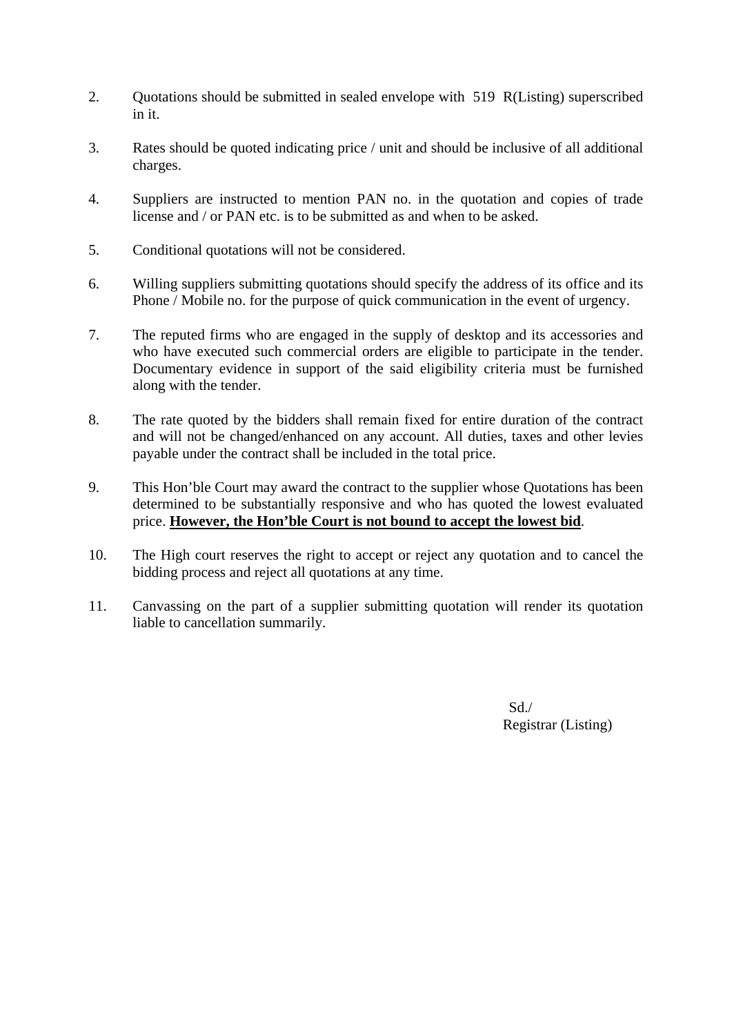2. Quotations should be submitted in sealed envelope with 519 R(Listing) superscribed in it.

3. Rates should be quoted indicating price / unit and should be inclusive of all additional charges.

4. Suppliers are instructed to mention PAN no. in the quotation and copies of trade license and / or PAN etc. is to be submitted as and when to be asked.

5. Conditional quotations will not be considered.

6. Willing suppliers submitting quotations should specify the address of its office and its Phone / Mobile no. for the purpose of quick communication in the event of urgency.

7. The reputed firms who are engaged in the supply of desktop and its accessories and who have executed such commercial orders are eligible to participate in the tender. Documentary evidence in support of the said eligibility criteria must be furnished along with the tender.

8. The rate quoted by the bidders shall remain fixed for entire duration of the contract and will not be changed/enhanced on any account. All duties, taxes and other levies payable under the contract shall be included in the total price.

9. This Hon'ble Court may award the contract to the supplier whose Quotations has been determined to be substantially responsive and who has quoted the lowest evaluated price. **<u>However, the Hon'ble Court is not bound to accept the lowest bid</u>**.

10. The High court reserves the right to accept or reject any quotation and to cancel the bidding process and reject all quotations at any time.

11. Canvassing on the part of a supplier submitting quotation will render its quotation liable to cancellation summarily.

Sd./
Registrar (Listing)